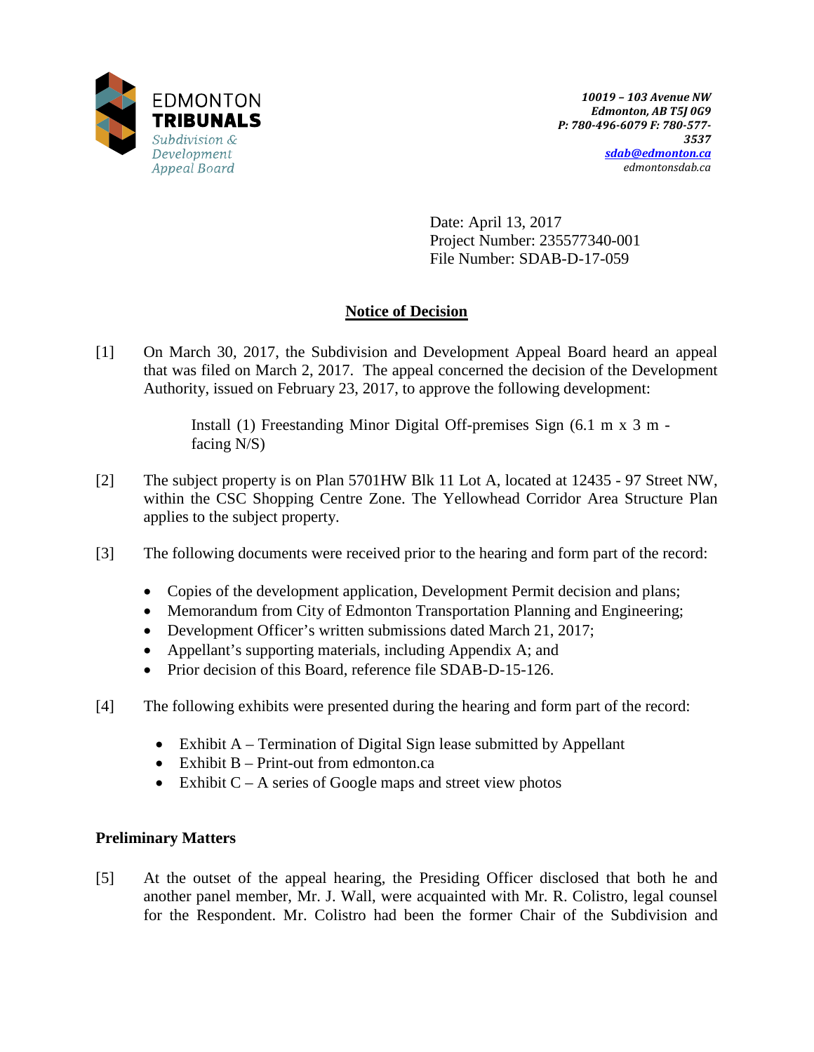EDMONTON
**TRIBUNALS**
*Subdivision & Development Appeal Board*

***10019 – 103 Avenue NW***
***Edmonton, AB T5J 0G9***
***P: 780-496-6079 F: 780-577-3537***
***sdab@edmonton.ca***
*edmontonsdab.ca*

Date: April 13, 2017
Project Number: 235577340-001
File Number: SDAB-D-17-059

## Notice of Decision

[1] On March 30, 2017, the Subdivision and Development Appeal Board heard an appeal that was filed on March 2, 2017. The appeal concerned the decision of the Development Authority, issued on February 23, 2017, to approve the following development:

> Install (1) Freestanding Minor Digital Off-premises Sign (6.1 m x 3 m - facing N/S)

[2] The subject property is on Plan 5701HW Blk 11 Lot A, located at 12435 - 97 Street NW, within the CSC Shopping Centre Zone. The Yellowhead Corridor Area Structure Plan applies to the subject property.

[3] The following documents were received prior to the hearing and form part of the record:

- Copies of the development application, Development Permit decision and plans;
- Memorandum from City of Edmonton Transportation Planning and Engineering;
- Development Officer's written submissions dated March 21, 2017;
- Appellant's supporting materials, including Appendix A; and
- Prior decision of this Board, reference file SDAB-D-15-126.

[4] The following exhibits were presented during the hearing and form part of the record:

- Exhibit A – Termination of Digital Sign lease submitted by Appellant
- Exhibit B – Print-out from edmonton.ca
- Exhibit C – A series of Google maps and street view photos

### Preliminary Matters

[5] At the outset of the appeal hearing, the Presiding Officer disclosed that both he and another panel member, Mr. J. Wall, were acquainted with Mr. R. Colistro, legal counsel for the Respondent. Mr. Colistro had been the former Chair of the Subdivision and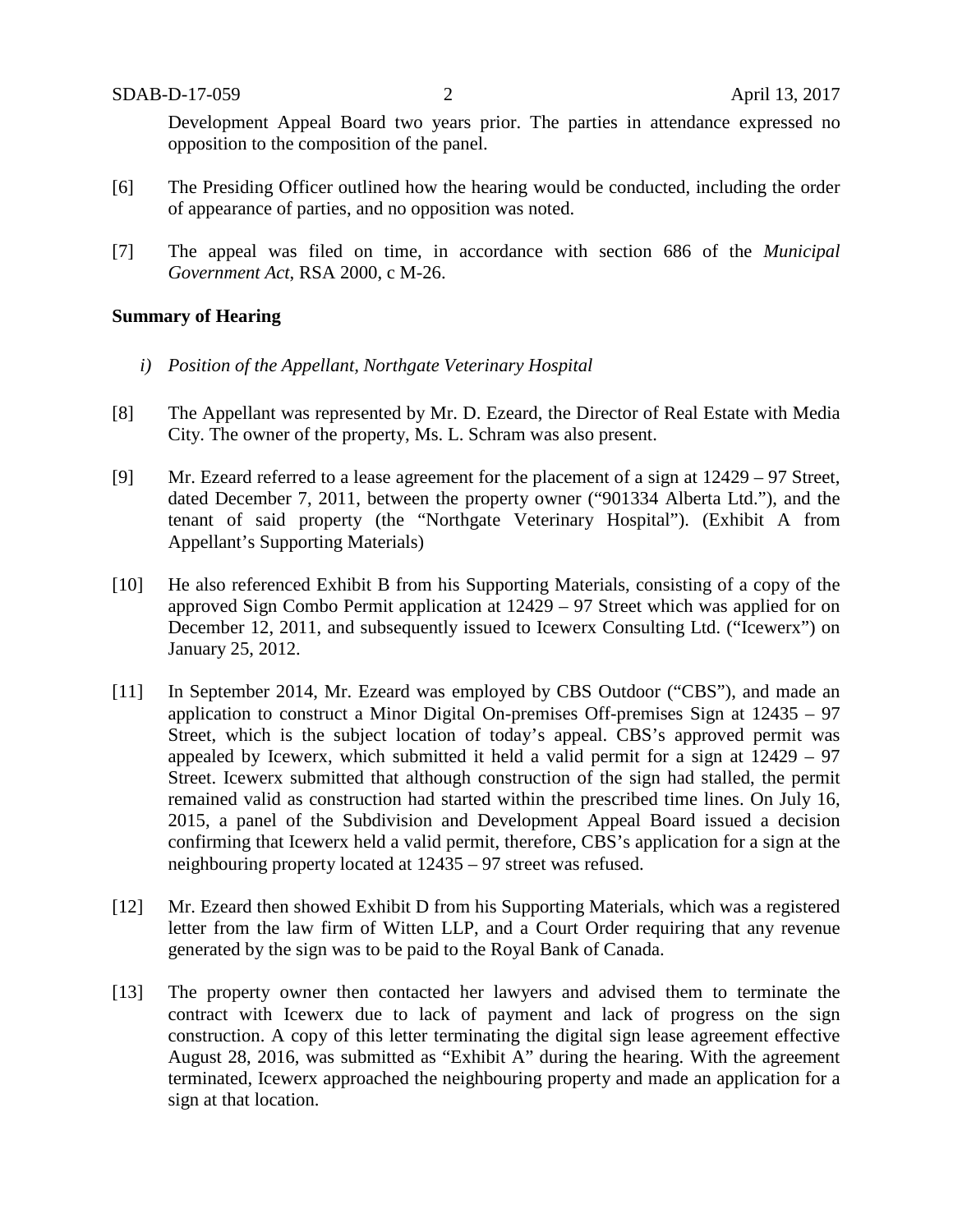Development Appeal Board two years prior. The parties in attendance expressed no opposition to the composition of the panel.

[6] The Presiding Officer outlined how the hearing would be conducted, including the order of appearance of parties, and no opposition was noted.

[7] The appeal was filed on time, in accordance with section 686 of the *Municipal Government Act*, RSA 2000, c M-26.

**Summary of Hearing**

*i) Position of the Appellant, Northgate Veterinary Hospital*

[8] The Appellant was represented by Mr. D. Ezeard, the Director of Real Estate with Media City. The owner of the property, Ms. L. Schram was also present.

[9] Mr. Ezeard referred to a lease agreement for the placement of a sign at 12429 – 97 Street, dated December 7, 2011, between the property owner ("901334 Alberta Ltd."), and the tenant of said property (the "Northgate Veterinary Hospital"). (Exhibit A from Appellant's Supporting Materials)

[10] He also referenced Exhibit B from his Supporting Materials, consisting of a copy of the approved Sign Combo Permit application at 12429 – 97 Street which was applied for on December 12, 2011, and subsequently issued to Icewerx Consulting Ltd. ("Icewerx") on January 25, 2012.

[11] In September 2014, Mr. Ezeard was employed by CBS Outdoor ("CBS"), and made an application to construct a Minor Digital On-premises Off-premises Sign at 12435 – 97 Street, which is the subject location of today's appeal. CBS's approved permit was appealed by Icewerx, which submitted it held a valid permit for a sign at 12429 – 97 Street. Icewerx submitted that although construction of the sign had stalled, the permit remained valid as construction had started within the prescribed time lines. On July 16, 2015, a panel of the Subdivision and Development Appeal Board issued a decision confirming that Icewerx held a valid permit, therefore, CBS's application for a sign at the neighbouring property located at 12435 – 97 street was refused.

[12] Mr. Ezeard then showed Exhibit D from his Supporting Materials, which was a registered letter from the law firm of Witten LLP, and a Court Order requiring that any revenue generated by the sign was to be paid to the Royal Bank of Canada.

[13] The property owner then contacted her lawyers and advised them to terminate the contract with Icewerx due to lack of payment and lack of progress on the sign construction. A copy of this letter terminating the digital sign lease agreement effective August 28, 2016, was submitted as "Exhibit A" during the hearing. With the agreement terminated, Icewerx approached the neighbouring property and made an application for a sign at that location.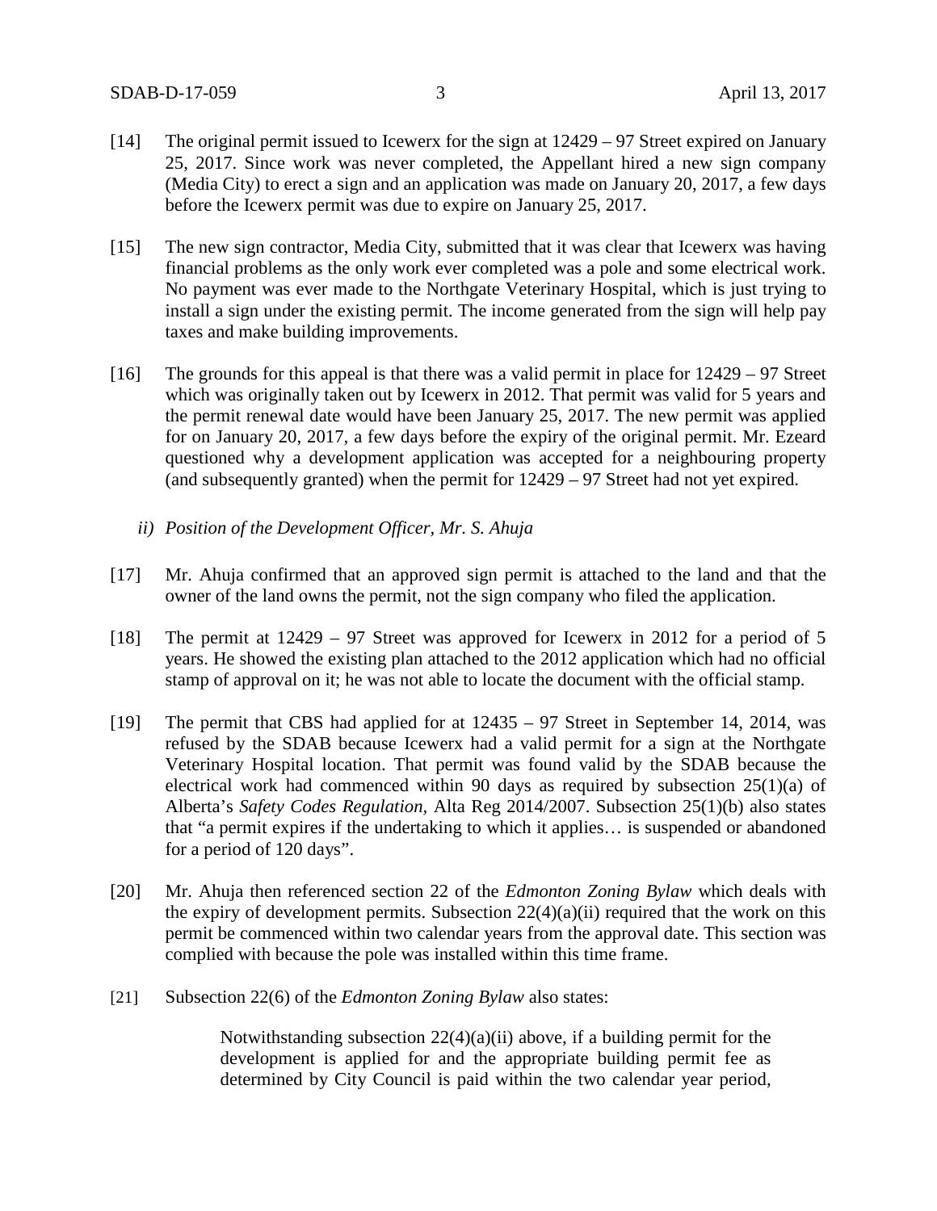[14] The original permit issued to Icewerx for the sign at 12429 – 97 Street expired on January 25, 2017. Since work was never completed, the Appellant hired a new sign company (Media City) to erect a sign and an application was made on January 20, 2017, a few days before the Icewerx permit was due to expire on January 25, 2017.

[15] The new sign contractor, Media City, submitted that it was clear that Icewerx was having financial problems as the only work ever completed was a pole and some electrical work. No payment was ever made to the Northgate Veterinary Hospital, which is just trying to install a sign under the existing permit. The income generated from the sign will help pay taxes and make building improvements.

[16] The grounds for this appeal is that there was a valid permit in place for 12429 – 97 Street which was originally taken out by Icewerx in 2012. That permit was valid for 5 years and the permit renewal date would have been January 25, 2017. The new permit was applied for on January 20, 2017, a few days before the expiry of the original permit. Mr. Ezeard questioned why a development application was accepted for a neighbouring property (and subsequently granted) when the permit for 12429 – 97 Street had not yet expired.

*ii) Position of the Development Officer, Mr. S. Ahuja*

[17] Mr. Ahuja confirmed that an approved sign permit is attached to the land and that the owner of the land owns the permit, not the sign company who filed the application.

[18] The permit at 12429 – 97 Street was approved for Icewerx in 2012 for a period of 5 years. He showed the existing plan attached to the 2012 application which had no official stamp of approval on it; he was not able to locate the document with the official stamp.

[19] The permit that CBS had applied for at 12435 – 97 Street in September 14, 2014, was refused by the SDAB because Icewerx had a valid permit for a sign at the Northgate Veterinary Hospital location. That permit was found valid by the SDAB because the electrical work had commenced within 90 days as required by subsection 25(1)(a) of Alberta's *Safety Codes Regulation,* Alta Reg 2014/2007. Subsection 25(1)(b) also states that "a permit expires if the undertaking to which it applies… is suspended or abandoned for a period of 120 days".

[20] Mr. Ahuja then referenced section 22 of the *Edmonton Zoning Bylaw* which deals with the expiry of development permits. Subsection 22(4)(a)(ii) required that the work on this permit be commenced within two calendar years from the approval date. This section was complied with because the pole was installed within this time frame.

[21] Subsection 22(6) of the *Edmonton Zoning Bylaw* also states:

> Notwithstanding subsection 22(4)(a)(ii) above, if a building permit for the development is applied for and the appropriate building permit fee as determined by City Council is paid within the two calendar year period,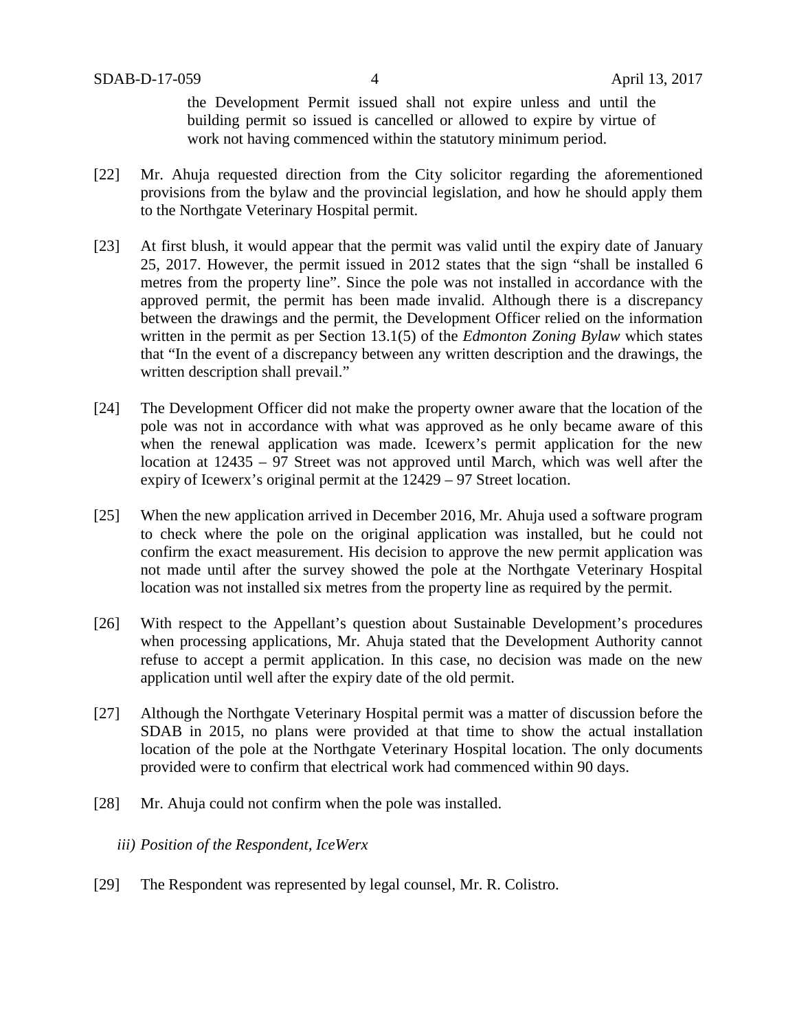the Development Permit issued shall not expire unless and until the building permit so issued is cancelled or allowed to expire by virtue of work not having commenced within the statutory minimum period.

[22] Mr. Ahuja requested direction from the City solicitor regarding the aforementioned provisions from the bylaw and the provincial legislation, and how he should apply them to the Northgate Veterinary Hospital permit.

[23] At first blush, it would appear that the permit was valid until the expiry date of January 25, 2017. However, the permit issued in 2012 states that the sign "shall be installed 6 metres from the property line". Since the pole was not installed in accordance with the approved permit, the permit has been made invalid. Although there is a discrepancy between the drawings and the permit, the Development Officer relied on the information written in the permit as per Section 13.1(5) of the *Edmonton Zoning Bylaw* which states that "In the event of a discrepancy between any written description and the drawings, the written description shall prevail."

[24] The Development Officer did not make the property owner aware that the location of the pole was not in accordance with what was approved as he only became aware of this when the renewal application was made. Icewerx's permit application for the new location at 12435 – 97 Street was not approved until March, which was well after the expiry of Icewerx's original permit at the 12429 – 97 Street location.

[25] When the new application arrived in December 2016, Mr. Ahuja used a software program to check where the pole on the original application was installed, but he could not confirm the exact measurement. His decision to approve the new permit application was not made until after the survey showed the pole at the Northgate Veterinary Hospital location was not installed six metres from the property line as required by the permit.

[26] With respect to the Appellant's question about Sustainable Development's procedures when processing applications, Mr. Ahuja stated that the Development Authority cannot refuse to accept a permit application. In this case, no decision was made on the new application until well after the expiry date of the old permit.

[27] Although the Northgate Veterinary Hospital permit was a matter of discussion before the SDAB in 2015, no plans were provided at that time to show the actual installation location of the pole at the Northgate Veterinary Hospital location. The only documents provided were to confirm that electrical work had commenced within 90 days.

[28] Mr. Ahuja could not confirm when the pole was installed.

*iii) Position of the Respondent, IceWerx*

[29] The Respondent was represented by legal counsel, Mr. R. Colistro.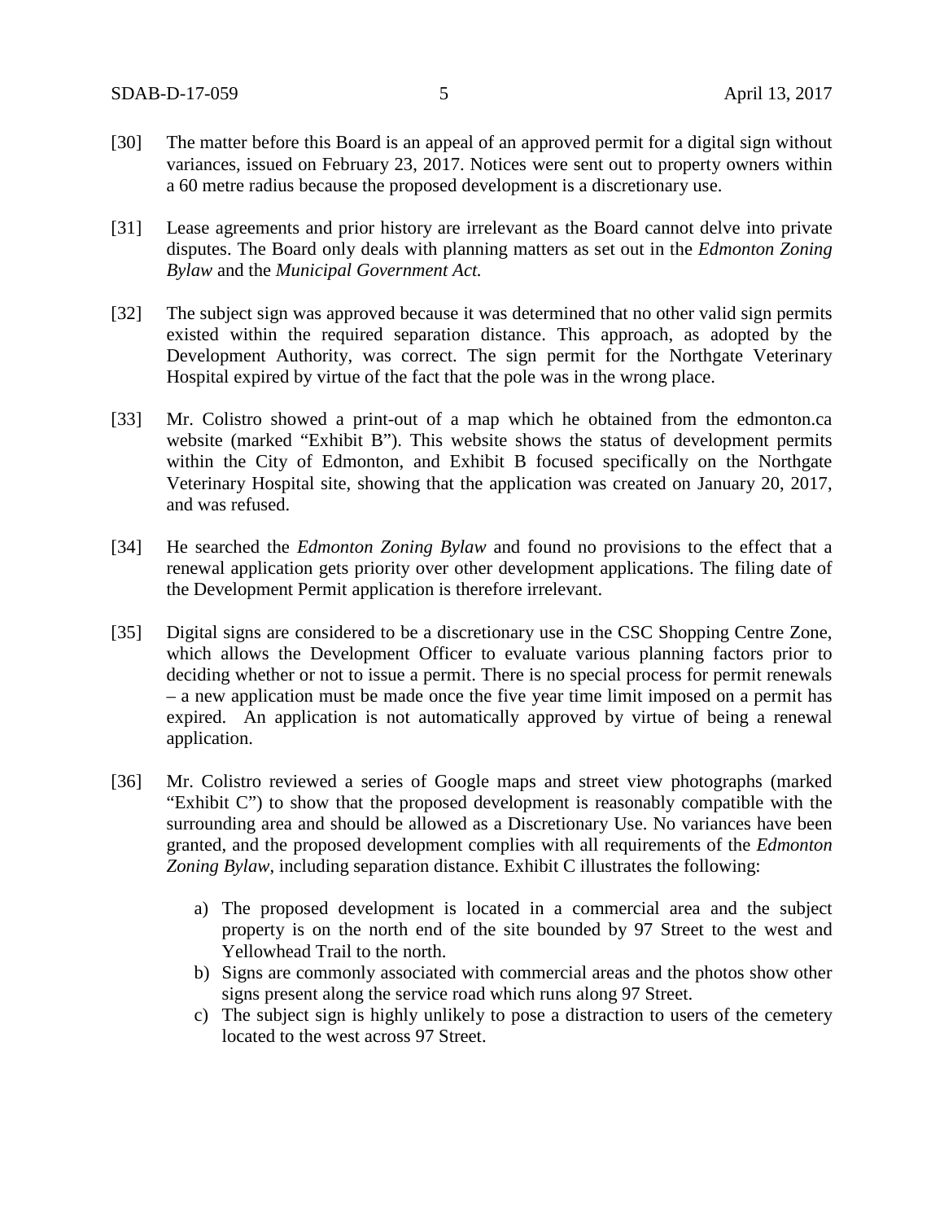[30] The matter before this Board is an appeal of an approved permit for a digital sign without variances, issued on February 23, 2017. Notices were sent out to property owners within a 60 metre radius because the proposed development is a discretionary use.

[31] Lease agreements and prior history are irrelevant as the Board cannot delve into private disputes. The Board only deals with planning matters as set out in the *Edmonton Zoning Bylaw* and the *Municipal Government Act.*

[32] The subject sign was approved because it was determined that no other valid sign permits existed within the required separation distance. This approach, as adopted by the Development Authority, was correct. The sign permit for the Northgate Veterinary Hospital expired by virtue of the fact that the pole was in the wrong place.

[33] Mr. Colistro showed a print-out of a map which he obtained from the edmonton.ca website (marked "Exhibit B"). This website shows the status of development permits within the City of Edmonton, and Exhibit B focused specifically on the Northgate Veterinary Hospital site, showing that the application was created on January 20, 2017, and was refused.

[34] He searched the *Edmonton Zoning Bylaw* and found no provisions to the effect that a renewal application gets priority over other development applications. The filing date of the Development Permit application is therefore irrelevant.

[35] Digital signs are considered to be a discretionary use in the CSC Shopping Centre Zone, which allows the Development Officer to evaluate various planning factors prior to deciding whether or not to issue a permit. There is no special process for permit renewals – a new application must be made once the five year time limit imposed on a permit has expired. An application is not automatically approved by virtue of being a renewal application.

[36] Mr. Colistro reviewed a series of Google maps and street view photographs (marked "Exhibit C") to show that the proposed development is reasonably compatible with the surrounding area and should be allowed as a Discretionary Use. No variances have been granted, and the proposed development complies with all requirements of the *Edmonton Zoning Bylaw*, including separation distance. Exhibit C illustrates the following:

a) The proposed development is located in a commercial area and the subject property is on the north end of the site bounded by 97 Street to the west and Yellowhead Trail to the north.
b) Signs are commonly associated with commercial areas and the photos show other signs present along the service road which runs along 97 Street.
c) The subject sign is highly unlikely to pose a distraction to users of the cemetery located to the west across 97 Street.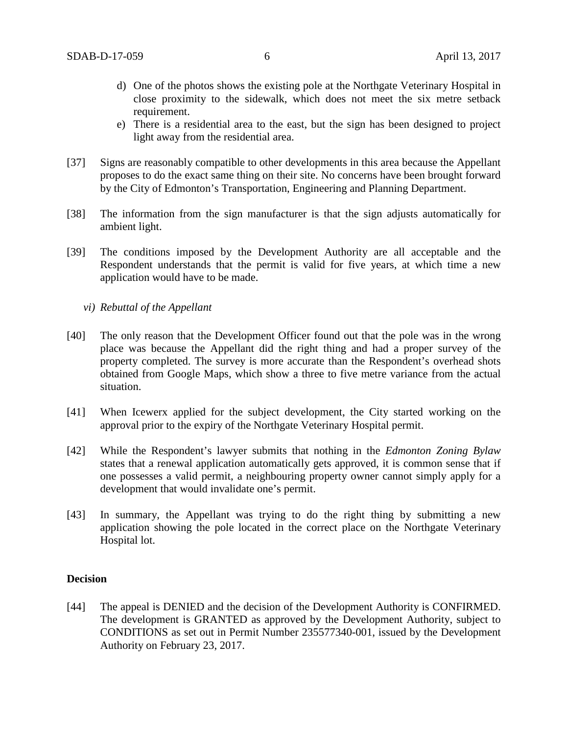d) One of the photos shows the existing pole at the Northgate Veterinary Hospital in close proximity to the sidewalk, which does not meet the six metre setback requirement.

e) There is a residential area to the east, but the sign has been designed to project light away from the residential area.

[37] Signs are reasonably compatible to other developments in this area because the Appellant proposes to do the exact same thing on their site. No concerns have been brought forward by the City of Edmonton's Transportation, Engineering and Planning Department.

[38] The information from the sign manufacturer is that the sign adjusts automatically for ambient light.

[39] The conditions imposed by the Development Authority are all acceptable and the Respondent understands that the permit is valid for five years, at which time a new application would have to be made.

*vi) Rebuttal of the Appellant*

[40] The only reason that the Development Officer found out that the pole was in the wrong place was because the Appellant did the right thing and had a proper survey of the property completed. The survey is more accurate than the Respondent's overhead shots obtained from Google Maps, which show a three to five metre variance from the actual situation.

[41] When Icewerx applied for the subject development, the City started working on the approval prior to the expiry of the Northgate Veterinary Hospital permit.

[42] While the Respondent's lawyer submits that nothing in the *Edmonton Zoning Bylaw* states that a renewal application automatically gets approved, it is common sense that if one possesses a valid permit, a neighbouring property owner cannot simply apply for a development that would invalidate one's permit.

[43] In summary, the Appellant was trying to do the right thing by submitting a new application showing the pole located in the correct place on the Northgate Veterinary Hospital lot.

## Decision

[44] The appeal is DENIED and the decision of the Development Authority is CONFIRMED. The development is GRANTED as approved by the Development Authority, subject to CONDITIONS as set out in Permit Number 235577340-001, issued by the Development Authority on February 23, 2017.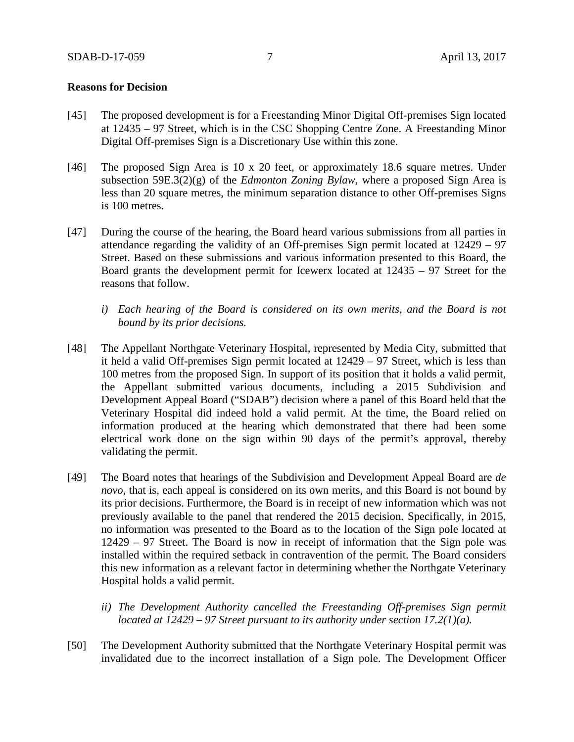**Reasons for Decision**

[45] The proposed development is for a Freestanding Minor Digital Off-premises Sign located at 12435 – 97 Street, which is in the CSC Shopping Centre Zone. A Freestanding Minor Digital Off-premises Sign is a Discretionary Use within this zone.

[46] The proposed Sign Area is 10 x 20 feet, or approximately 18.6 square metres. Under subsection 59E.3(2)(g) of the *Edmonton Zoning Bylaw*, where a proposed Sign Area is less than 20 square metres, the minimum separation distance to other Off-premises Signs is 100 metres.

[47] During the course of the hearing, the Board heard various submissions from all parties in attendance regarding the validity of an Off-premises Sign permit located at 12429 – 97 Street. Based on these submissions and various information presented to this Board, the Board grants the development permit for Icewerx located at 12435 – 97 Street for the reasons that follow.

*i) Each hearing of the Board is considered on its own merits, and the Board is not bound by its prior decisions.*

[48] The Appellant Northgate Veterinary Hospital, represented by Media City, submitted that it held a valid Off-premises Sign permit located at 12429 – 97 Street, which is less than 100 metres from the proposed Sign. In support of its position that it holds a valid permit, the Appellant submitted various documents, including a 2015 Subdivision and Development Appeal Board ("SDAB") decision where a panel of this Board held that the Veterinary Hospital did indeed hold a valid permit. At the time, the Board relied on information produced at the hearing which demonstrated that there had been some electrical work done on the sign within 90 days of the permit's approval, thereby validating the permit.

[49] The Board notes that hearings of the Subdivision and Development Appeal Board are *de novo*, that is, each appeal is considered on its own merits, and this Board is not bound by its prior decisions. Furthermore, the Board is in receipt of new information which was not previously available to the panel that rendered the 2015 decision. Specifically, in 2015, no information was presented to the Board as to the location of the Sign pole located at 12429 – 97 Street. The Board is now in receipt of information that the Sign pole was installed within the required setback in contravention of the permit. The Board considers this new information as a relevant factor in determining whether the Northgate Veterinary Hospital holds a valid permit.

*ii) The Development Authority cancelled the Freestanding Off-premises Sign permit located at 12429 – 97 Street pursuant to its authority under section 17.2(1)(a).*

[50] The Development Authority submitted that the Northgate Veterinary Hospital permit was invalidated due to the incorrect installation of a Sign pole. The Development Officer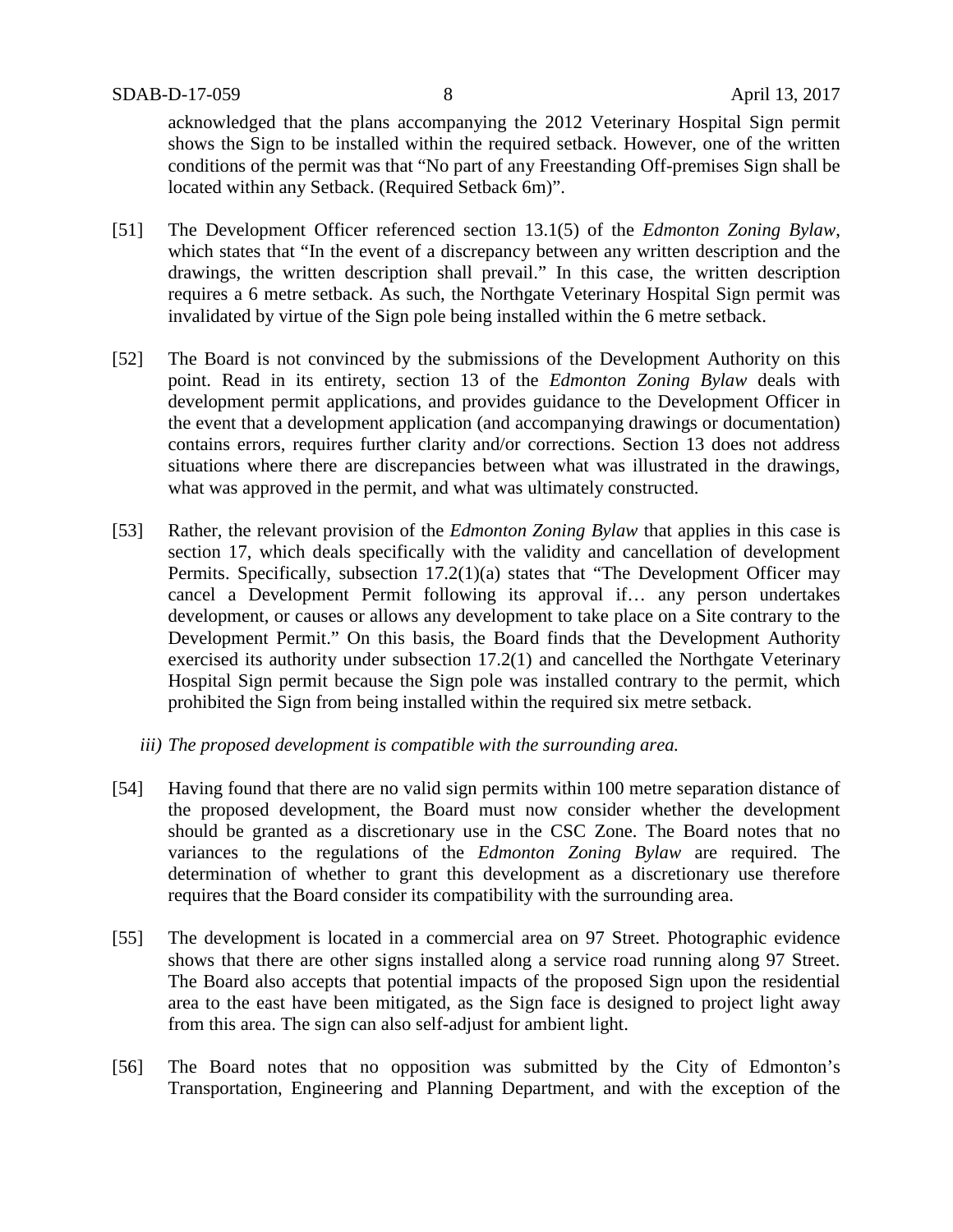acknowledged that the plans accompanying the 2012 Veterinary Hospital Sign permit shows the Sign to be installed within the required setback. However, one of the written conditions of the permit was that "No part of any Freestanding Off-premises Sign shall be located within any Setback. (Required Setback 6m)".

[51] The Development Officer referenced section 13.1(5) of the *Edmonton Zoning Bylaw*, which states that "In the event of a discrepancy between any written description and the drawings, the written description shall prevail." In this case, the written description requires a 6 metre setback. As such, the Northgate Veterinary Hospital Sign permit was invalidated by virtue of the Sign pole being installed within the 6 metre setback.

[52] The Board is not convinced by the submissions of the Development Authority on this point. Read in its entirety, section 13 of the *Edmonton Zoning Bylaw* deals with development permit applications, and provides guidance to the Development Officer in the event that a development application (and accompanying drawings or documentation) contains errors, requires further clarity and/or corrections. Section 13 does not address situations where there are discrepancies between what was illustrated in the drawings, what was approved in the permit, and what was ultimately constructed.

[53] Rather, the relevant provision of the *Edmonton Zoning Bylaw* that applies in this case is section 17, which deals specifically with the validity and cancellation of development Permits. Specifically, subsection 17.2(1)(a) states that "The Development Officer may cancel a Development Permit following its approval if… any person undertakes development, or causes or allows any development to take place on a Site contrary to the Development Permit." On this basis, the Board finds that the Development Authority exercised its authority under subsection 17.2(1) and cancelled the Northgate Veterinary Hospital Sign permit because the Sign pole was installed contrary to the permit, which prohibited the Sign from being installed within the required six metre setback.

*iii) The proposed development is compatible with the surrounding area.*

[54] Having found that there are no valid sign permits within 100 metre separation distance of the proposed development, the Board must now consider whether the development should be granted as a discretionary use in the CSC Zone. The Board notes that no variances to the regulations of the *Edmonton Zoning Bylaw* are required. The determination of whether to grant this development as a discretionary use therefore requires that the Board consider its compatibility with the surrounding area.

[55] The development is located in a commercial area on 97 Street. Photographic evidence shows that there are other signs installed along a service road running along 97 Street. The Board also accepts that potential impacts of the proposed Sign upon the residential area to the east have been mitigated, as the Sign face is designed to project light away from this area. The sign can also self-adjust for ambient light.

[56] The Board notes that no opposition was submitted by the City of Edmonton's Transportation, Engineering and Planning Department, and with the exception of the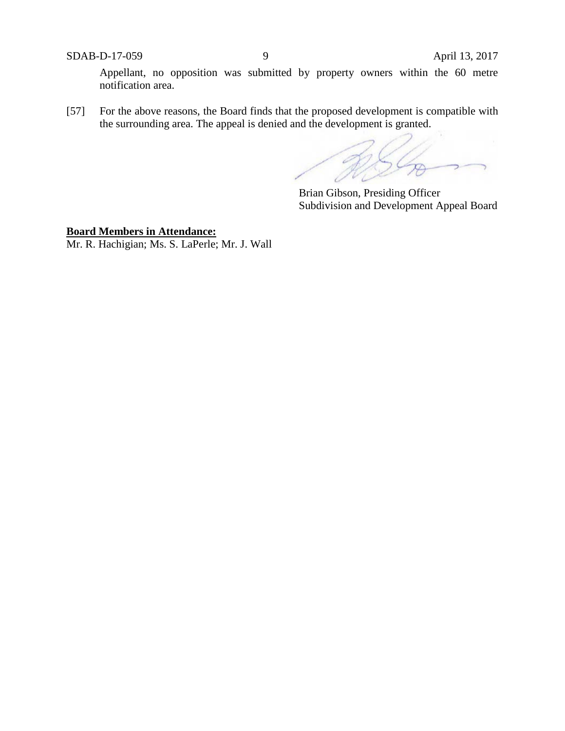Appellant, no opposition was submitted by property owners within the 60 metre notification area.

[57] For the above reasons, the Board finds that the proposed development is compatible with the surrounding area. The appeal is denied and the development is granted.

Brian Gibson, Presiding Officer
Subdivision and Development Appeal Board

**Board Members in Attendance:**
Mr. R. Hachigian; Ms. S. LaPerle; Mr. J. Wall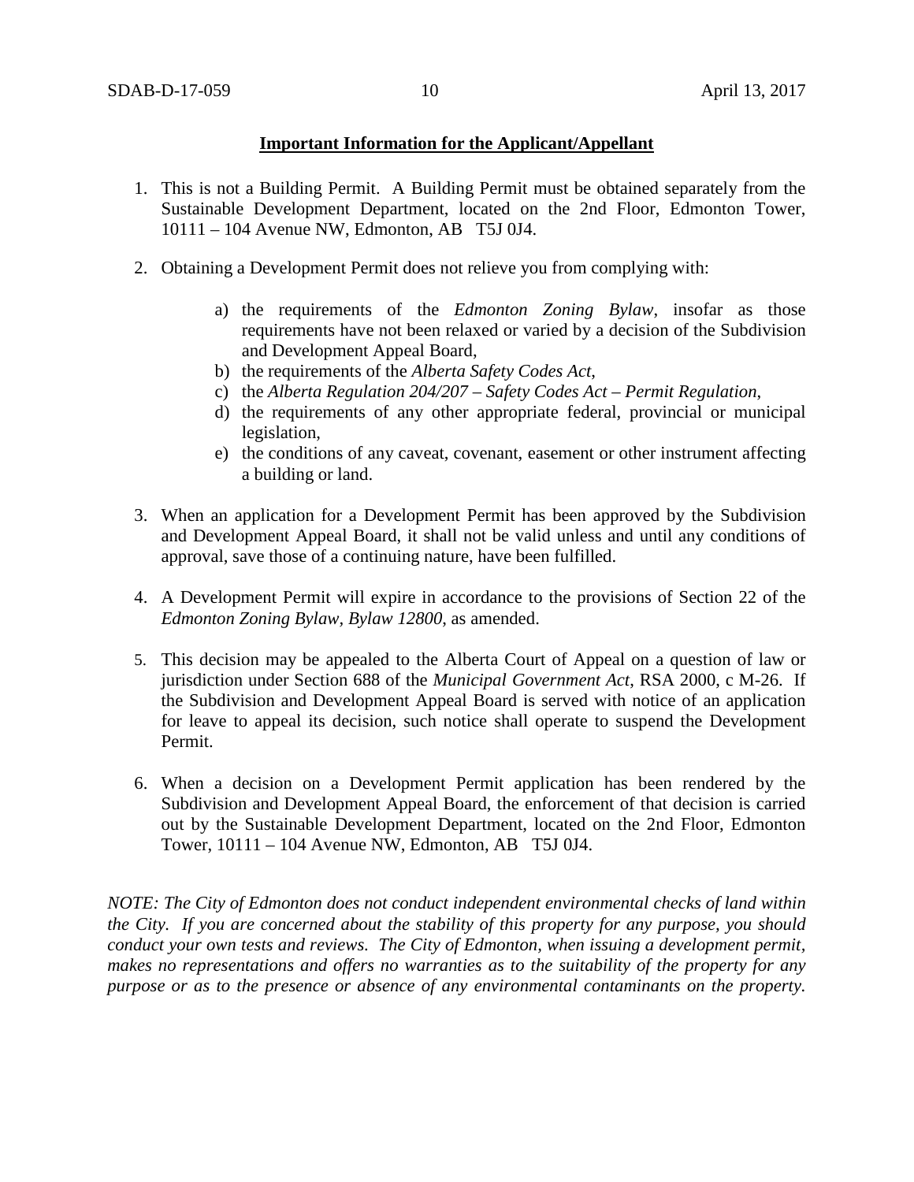**Important Information for the Applicant/Appellant**

1. This is not a Building Permit. A Building Permit must be obtained separately from the Sustainable Development Department, located on the 2nd Floor, Edmonton Tower, 10111 – 104 Avenue NW, Edmonton, AB T5J 0J4.

2. Obtaining a Development Permit does not relieve you from complying with:

   a) the requirements of the *Edmonton Zoning Bylaw*, insofar as those requirements have not been relaxed or varied by a decision of the Subdivision and Development Appeal Board,
   b) the requirements of the *Alberta Safety Codes Act*,
   c) the *Alberta Regulation 204/207 – Safety Codes Act – Permit Regulation*,
   d) the requirements of any other appropriate federal, provincial or municipal legislation,
   e) the conditions of any caveat, covenant, easement or other instrument affecting a building or land.

3. When an application for a Development Permit has been approved by the Subdivision and Development Appeal Board, it shall not be valid unless and until any conditions of approval, save those of a continuing nature, have been fulfilled.

4. A Development Permit will expire in accordance to the provisions of Section 22 of the *Edmonton Zoning Bylaw, Bylaw 12800*, as amended.

5. This decision may be appealed to the Alberta Court of Appeal on a question of law or jurisdiction under Section 688 of the *Municipal Government Act*, RSA 2000, c M-26. If the Subdivision and Development Appeal Board is served with notice of an application for leave to appeal its decision, such notice shall operate to suspend the Development Permit.

6. When a decision on a Development Permit application has been rendered by the Subdivision and Development Appeal Board, the enforcement of that decision is carried out by the Sustainable Development Department, located on the 2nd Floor, Edmonton Tower, 10111 – 104 Avenue NW, Edmonton, AB T5J 0J4.

*NOTE: The City of Edmonton does not conduct independent environmental checks of land within the City. If you are concerned about the stability of this property for any purpose, you should conduct your own tests and reviews. The City of Edmonton, when issuing a development permit, makes no representations and offers no warranties as to the suitability of the property for any purpose or as to the presence or absence of any environmental contaminants on the property.*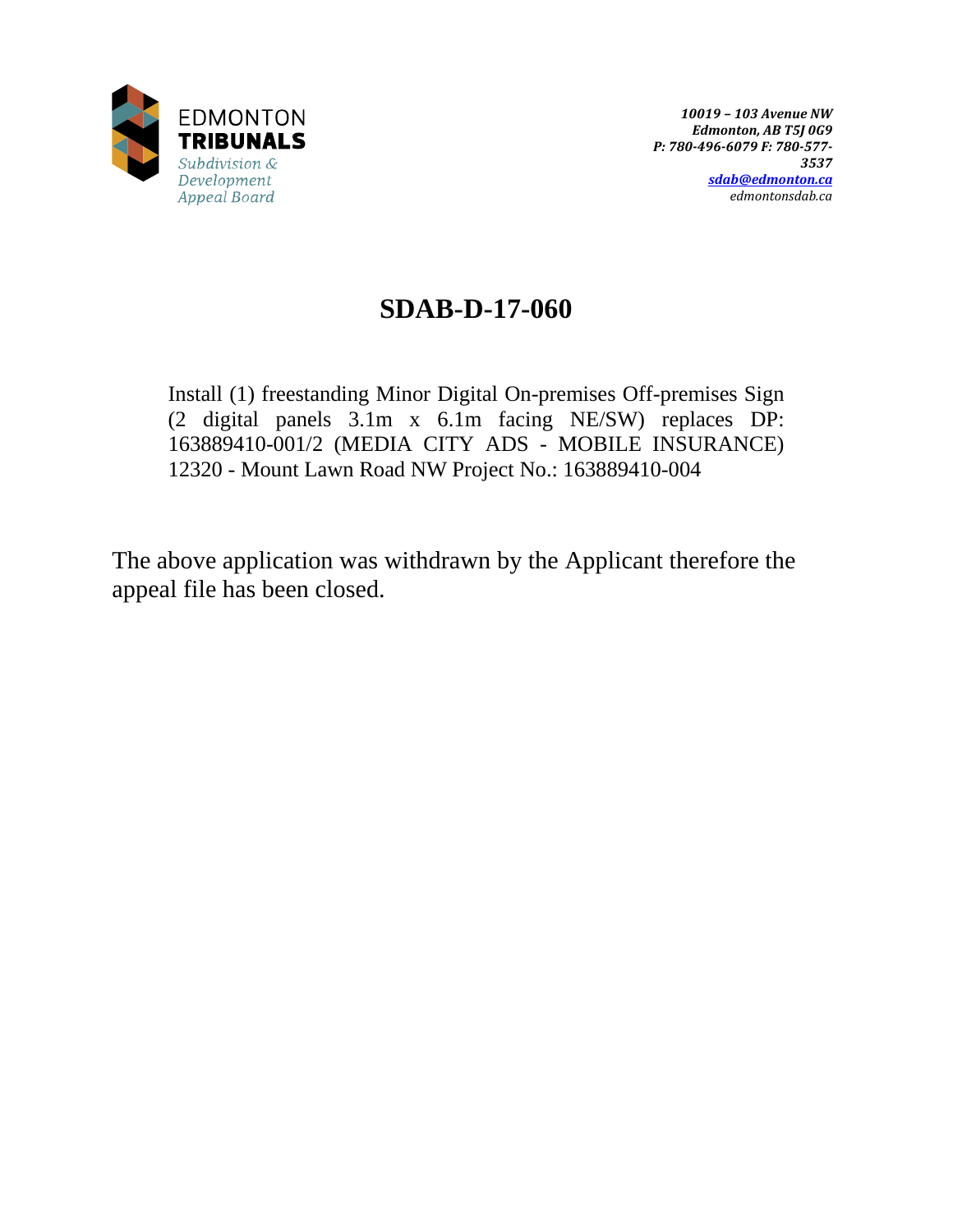EDMONTON
**TRIBUNALS**
*Subdivision & Development Appeal Board*

*10019 – 103 Avenue NW*
*Edmonton, AB T5J 0G9*
*P: 780-496-6079 F: 780-577-3537*
*sdab@edmonton.ca*
*edmontonsdab.ca*

# SDAB-D-17-060

Install (1) freestanding Minor Digital On-premises Off-premises Sign (2 digital panels 3.1m x 6.1m facing NE/SW) replaces DP: 163889410-001/2 (MEDIA CITY ADS - MOBILE INSURANCE) 12320 - Mount Lawn Road NW Project No.: 163889410-004

The above application was withdrawn by the Applicant therefore the appeal file has been closed.